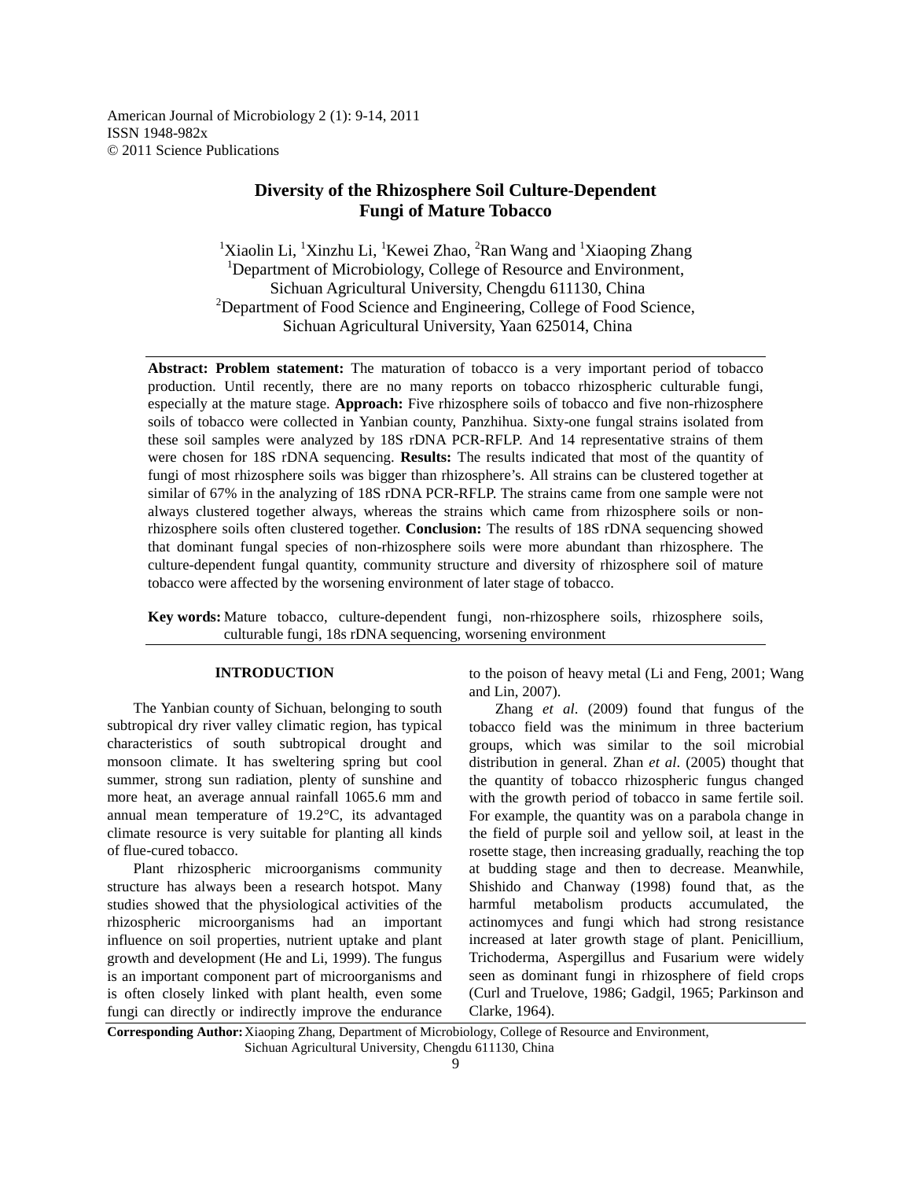# Diversity of the Rhizosphere Soil Culture-Dependent Fungi of Mature Tobacco

[1]Xiaolin Li, [1]Xinzhu Li, [1]Kewei Zhao, [2]Ran Wang and [1]Xiaoping Zhang
[1]Department of Microbiology, College of Resource and Environment,
Sichuan Agricultural University, Chengdu 611130, China
[2]Department of Food Science and Engineering, College of Food Science,
Sichuan Agricultural University, Yaan 625014, China

**Abstract: Problem statement:** The maturation of tobacco is a very important period of tobacco production. Until recently, there are no many reports on tobacco rhizospheric culturable fungi, especially at the mature stage. **Approach:** Five rhizosphere soils of tobacco and five non-rhizosphere soils of tobacco were collected in Yanbian county, Panzhihua. Sixty-one fungal strains isolated from these soil samples were analyzed by 18S rDNA PCR-RFLP. And 14 representative strains of them were chosen for 18S rDNA sequencing. **Results:** The results indicated that most of the quantity of fungi of most rhizosphere soils was bigger than rhizosphere's. All strains can be clustered together at similar of 67% in the analyzing of 18S rDNA PCR-RFLP. The strains came from one sample were not always clustered together always, whereas the strains which came from rhizosphere soils or non-rhizosphere soils often clustered together. **Conclusion:** The results of 18S rDNA sequencing showed that dominant fungal species of non-rhizosphere soils were more abundant than rhizosphere. The culture-dependent fungal quantity, community structure and diversity of rhizosphere soil of mature tobacco were affected by the worsening environment of later stage of tobacco.

**Key words:** Mature tobacco, culture-dependent fungi, non-rhizosphere soils, rhizosphere soils, culturable fungi, 18s rDNA sequencing, worsening environment

## INTRODUCTION

The Yanbian county of Sichuan, belonging to south subtropical dry river valley climatic region, has typical characteristics of south subtropical drought and monsoon climate. It has sweltering spring but cool summer, strong sun radiation, plenty of sunshine and more heat, an average annual rainfall 1065.6 mm and annual mean temperature of 19.2°C, its advantaged climate resource is very suitable for planting all kinds of flue-cured tobacco.

Plant rhizospheric microorganisms community structure has always been a research hotspot. Many studies showed that the physiological activities of the rhizospheric microorganisms had an important influence on soil properties, nutrient uptake and plant growth and development (He and Li, 1999). The fungus is an important component part of microorganisms and is often closely linked with plant health, even some fungi can directly or indirectly improve the endurance to the poison of heavy metal (Li and Feng, 2001; Wang and Lin, 2007).

Zhang *et al*. (2009) found that fungus of the tobacco field was the minimum in three bacterium groups, which was similar to the soil microbial distribution in general. Zhan *et al*. (2005) thought that the quantity of tobacco rhizospheric fungus changed with the growth period of tobacco in same fertile soil. For example, the quantity was on a parabola change in the field of purple soil and yellow soil, at least in the rosette stage, then increasing gradually, reaching the top at budding stage and then to decrease. Meanwhile, Shishido and Chanway (1998) found that, as the harmful metabolism products accumulated, the actinomyces and fungi which had strong resistance increased at later growth stage of plant. Penicillium, Trichoderma, Aspergillus and Fusarium were widely seen as dominant fungi in rhizosphere of field crops (Curl and Truelove, 1986; Gadgil, 1965; Parkinson and Clarke, 1964).

**Corresponding Author:** Xiaoping Zhang, Department of Microbiology, College of Resource and Environment, Sichuan Agricultural University, Chengdu 611130, China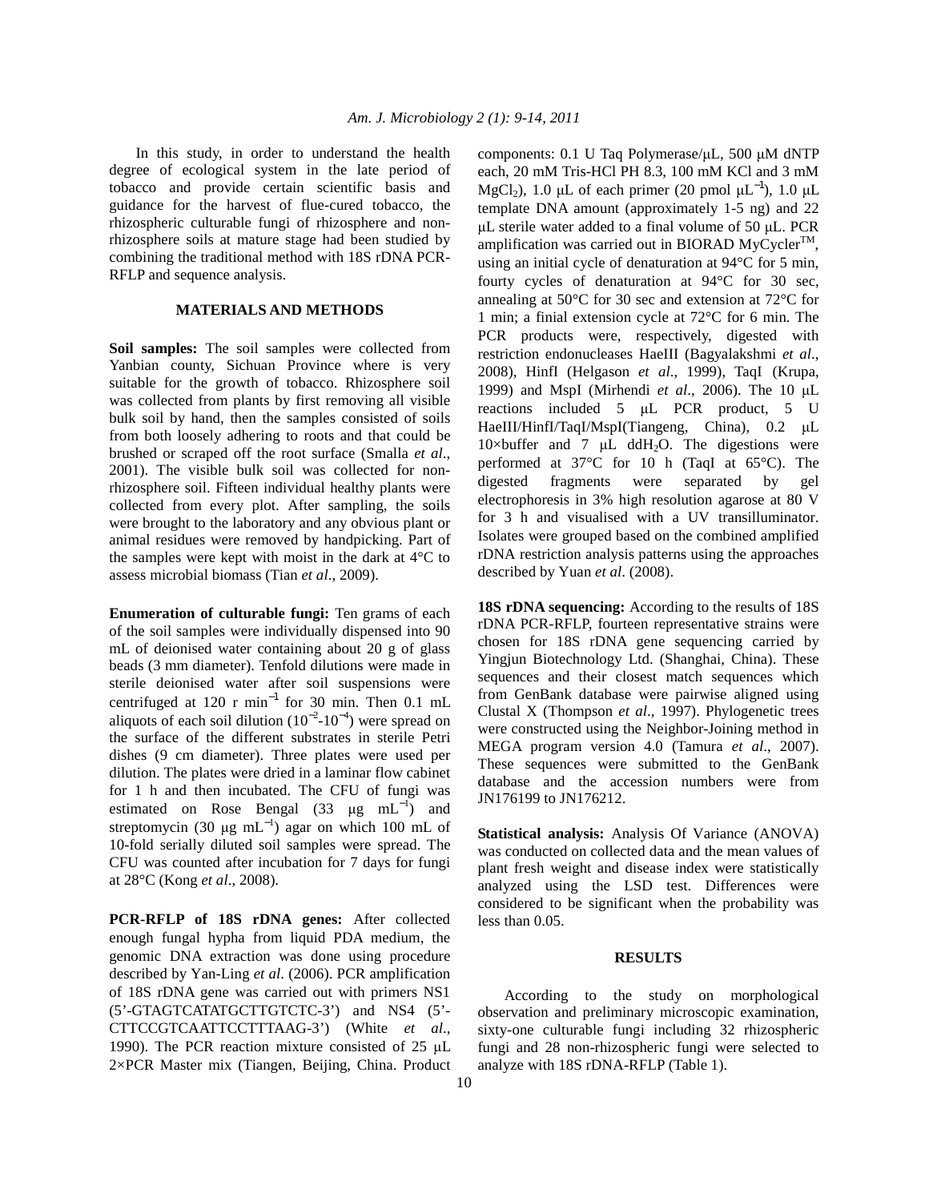In this study, in order to understand the health degree of ecological system in the late period of tobacco and provide certain scientific basis and guidance for the harvest of flue-cured tobacco, the rhizospheric culturable fungi of rhizosphere and non-rhizosphere soils at mature stage had been studied by combining the traditional method with 18S rDNA PCR-RFLP and sequence analysis.

## MATERIALS AND METHODS

**Soil samples:** The soil samples were collected from Yanbian county, Sichuan Province where is very suitable for the growth of tobacco. Rhizosphere soil was collected from plants by first removing all visible bulk soil by hand, then the samples consisted of soils from both loosely adhering to roots and that could be brushed or scraped off the root surface (Smalla *et al*., 2001). The visible bulk soil was collected for non-rhizosphere soil. Fifteen individual healthy plants were collected from every plot. After sampling, the soils were brought to the laboratory and any obvious plant or animal residues were removed by handpicking. Part of the samples were kept with moist in the dark at 4°C to assess microbial biomass (Tian *et al*., 2009).

**Enumeration of culturable fungi:** Ten grams of each of the soil samples were individually dispensed into 90 mL of deionised water containing about 20 g of glass beads (3 mm diameter). Tenfold dilutions were made in sterile deionised water after soil suspensions were centrifuged at 120 r $min^{-1}$ for 30 min. Then 0.1 mL aliquots of each soil dilution ($10^{-2}$-$10^{-4}$) were spread on the surface of the different substrates in sterile Petri dishes (9 cm diameter). Three plates were used per dilution. The plates were dried in a laminar flow cabinet for 1 h and then incubated. The CFU of fungi was estimated on Rose Bengal (33 μg $mL^{-1}$) and streptomycin (30 μg $mL^{-1}$) agar on which 100 mL of 10-fold serially diluted soil samples were spread. The CFU was counted after incubation for 7 days for fungi at 28°C (Kong *et al*., 2008).

**PCR-RFLP of 18S rDNA genes:** After collected enough fungal hypha from liquid PDA medium, the genomic DNA extraction was done using procedure described by Yan-Ling *et al*. (2006). PCR amplification of 18S rDNA gene was carried out with primers NS1 (5'-GTAGTCATATGCTTGTCTC-3') and NS4 (5'-CTTCCGTCAATTCCTTTAAG-3') (White *et al*., 1990). The PCR reaction mixture consisted of 25 μL 2×PCR Master mix (Tiangen, Beijing, China. Product components: 0.1 U Taq Polymerase/μL, 500 μM dNTP each, 20 mM Tris-HCl PH 8.3, 100 mM KCl and 3 mM $MgCl_2$), 1.0 μL of each primer (20 pmol $\mu L^{-1}$), 1.0 μL template DNA amount (approximately 1-5 ng) and 22 μL sterile water added to a final volume of 50 μL. PCR amplification was carried out in BIORAD MyCycler$^{TM}$, using an initial cycle of denaturation at 94°C for 5 min, fourty cycles of denaturation at 94°C for 30 sec, annealing at 50°C for 30 sec and extension at 72°C for 1 min; a finial extension cycle at 72°C for 6 min. The PCR products were, respectively, digested with restriction endonucleases HaeIII (Bagyalakshmi *et al*., 2008), HinfI (Helgason *et al*., 1999), TaqI (Krupa, 1999) and MspI (Mirhendi *et al*., 2006). The 10 μL reactions included 5 μL PCR product, 5 U HaeIII/HinfI/TaqI/MspI(Tiangeng, China), 0.2 μL 10×buffer and 7 μL $ddH_2O$. The digestions were performed at 37°C for 10 h (TaqI at 65°C). The digested fragments were separated by gel electrophoresis in 3% high resolution agarose at 80 V for 3 h and visualised with a UV transilluminator. Isolates were grouped based on the combined amplified rDNA restriction analysis patterns using the approaches described by Yuan *et al*. (2008).

**18S rDNA sequencing:** According to the results of 18S rDNA PCR-RFLP, fourteen representative strains were chosen for 18S rDNA gene sequencing carried by Yingjun Biotechnology Ltd. (Shanghai, China). These sequences and their closest match sequences which from GenBank database were pairwise aligned using Clustal X (Thompson *et al*., 1997). Phylogenetic trees were constructed using the Neighbor-Joining method in MEGA program version 4.0 (Tamura *et al*., 2007). These sequences were submitted to the GenBank database and the accession numbers were from JN176199 to JN176212.

**Statistical analysis:** Analysis Of Variance (ANOVA) was conducted on collected data and the mean values of plant fresh weight and disease index were statistically analyzed using the LSD test. Differences were considered to be significant when the probability was less than 0.05.

## RESULTS

According to the study on morphological observation and preliminary microscopic examination, sixty-one culturable fungi including 32 rhizospheric fungi and 28 non-rhizospheric fungi were selected to analyze with 18S rDNA-RFLP (Table 1).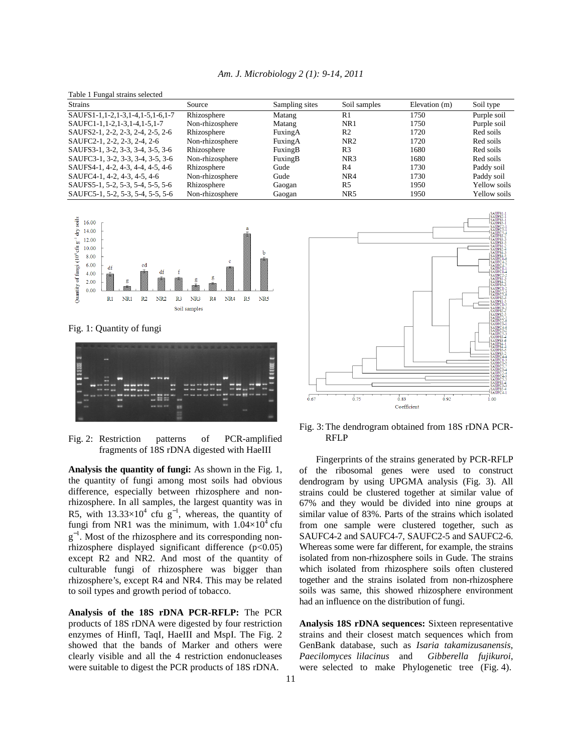Table 1 Fungal strains selected

| Strains | Source | Sampling sites | Soil samples | Elevation (m) | Soil type |
|---|---|---|---|---|---|
| SAUFS1-1,1-2,1-3,1-4,1-5,1-6,1-7 | Rhizosphere | Matang | R1 | 1750 | Purple soil |
| SAUFC1-1,1-2,1-3,1-4,1-5,1-7 | Non-rhizosphere | Matang | NR1 | 1750 | Purple soil |
| SAUFS2-1, 2-2, 2-3, 2-4, 2-5, 2-6 | Rhizosphere | FuxingA | R2 | 1720 | Red soils |
| SAUFC2-1, 2-2, 2-3, 2-4, 2-6 | Non-rhizosphere | FuxingA | NR2 | 1720 | Red soils |
| SAUFS3-1, 3-2, 3-3, 3-4, 3-5, 3-6 | Rhizosphere | FuxingB | R3 | 1680 | Red soils |
| SAUFC3-1, 3-2, 3-3, 3-4, 3-5, 3-6 | Non-rhizosphere | FuxingB | NR3 | 1680 | Red soils |
| SAUFS4-1, 4-2, 4-3, 4-4, 4-5, 4-6 | Rhizosphere | Gude | R4 | 1730 | Paddy soil |
| SAUFC4-1, 4-2, 4-3, 4-5, 4-6 | Non-rhizosphere | Gude | NR4 | 1730 | Paddy soil |
| SAUFS5-1, 5-2, 5-3, 5-4, 5-5, 5-6 | Rhizosphere | Gaogan | R5 | 1950 | Yellow soils |
| SAUFC5-1, 5-2, 5-3, 5-4, 5-5, 5-6 | Non-rhizosphere | Gaogan | NR5 | 1950 | Yellow soils |

Fig. 1: Quantity of fungi

Fig. 2: Restriction patterns of PCR-amplified fragments of 18S rDNA digested with HaeIII

**Analysis the quantity of fungi:** As shown in the Fig. 1, the quantity of fungi among most soils had obvious difference, especially between rhizosphere and non-rhizosphere. In all samples, the largest quantity was in R5, with $13.33\times10^4$ cfu $g^{-1}$, whereas, the quantity of fungi from NR1 was the minimum, with $1.04\times10^4$ cfu $g^{-1}$. Most of the rhizosphere and its corresponding non-rhizosphere displayed significant difference ($p<0.05$) except R2 and NR2. And most of the quantity of culturable fungi of rhizosphere was bigger than rhizosphere's, except R4 and NR4. This may be related to soil types and growth period of tobacco.

**Analysis of the 18S rDNA PCR-RFLP:** The PCR products of 18S rDNA were digested by four restriction enzymes of HinfI, TaqI, HaeIII and MspI. The Fig. 2 showed that the bands of Marker and others were clearly visible and all the 4 restriction endonucleases were suitable to digest the PCR products of 18S rDNA.

Fig. 3: The dendrogram obtained from 18S rDNA PCR-RFLP

Fingerprints of the strains generated by PCR-RFLP of the ribosomal genes were used to construct dendrogram by using UPGMA analysis (Fig. 3). All strains could be clustered together at similar value of 67% and they would be divided into nine groups at similar value of 83%. Parts of the strains which isolated from one sample were clustered together, such as SAUFC4-2 and SAUFC4-7, SAUFC2-5 and SAUFC2-6. Whereas some were far different, for example, the strains isolated from non-rhizosphere soils in Gude. The strains which isolated from rhizosphere soils often clustered together and the strains isolated from non-rhizosphere soils was same, this showed rhizosphere environment had an influence on the distribution of fungi.

**Analysis 18S rDNA sequences:** Sixteen representative strains and their closest match sequences which from GenBank database, such as *Isaria takamizusanensis*, *Paecilomyces lilacinus* and *Gibberella fujikuroi*, were selected to make Phylogenetic tree (Fig. 4).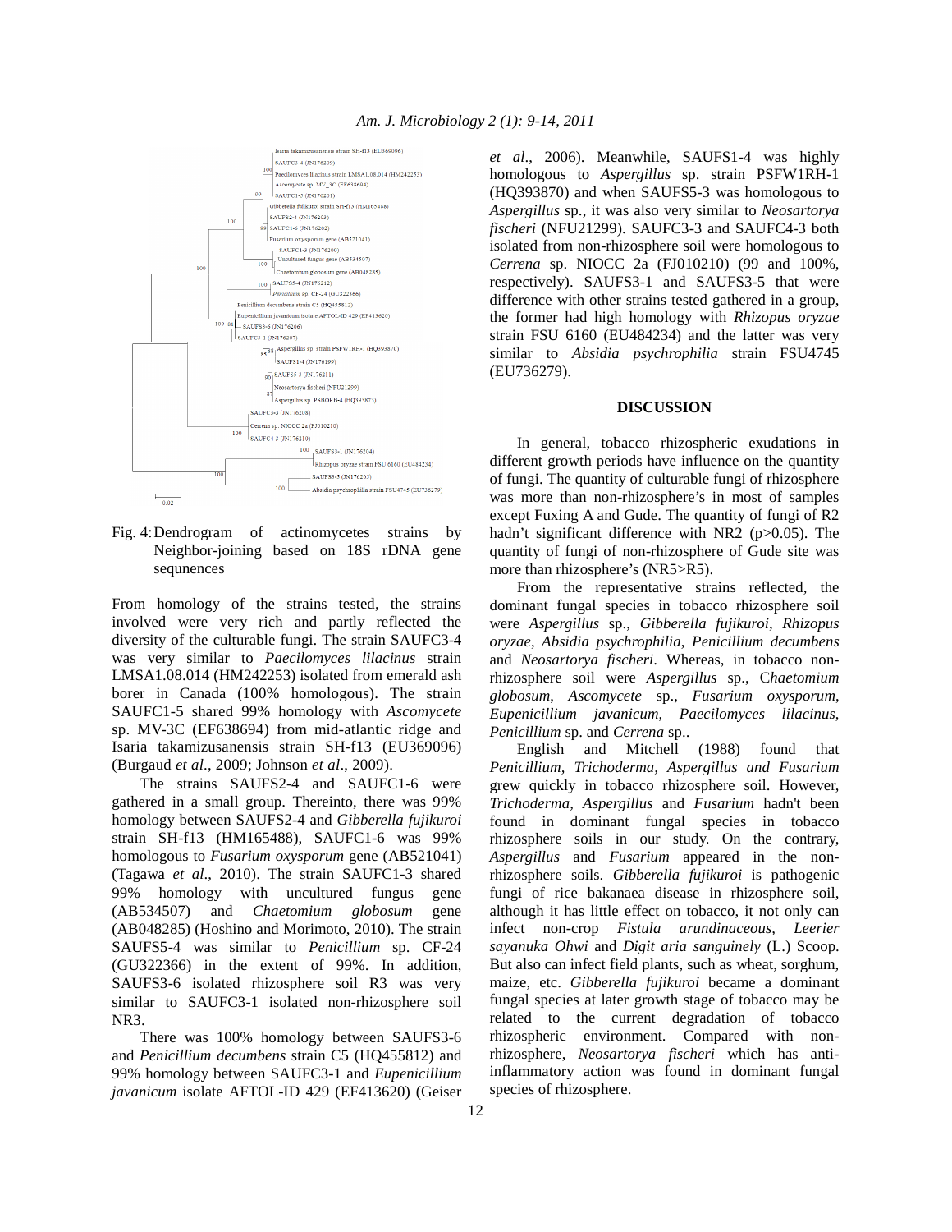Fig. 4: Dendrogram of actinomycetes strains by Neighbor-joining based on 18S rDNA gene sequnences

From homology of the strains tested, the strains involved were very rich and partly reflected the diversity of the culturable fungi. The strain SAUFC3-4 was very similar to *Paecilomyces lilacinus* strain LMSA1.08.014 (HM242253) isolated from emerald ash borer in Canada (100% homologous). The strain SAUFC1-5 shared 99% homology with *Ascomycete* sp. MV-3C (EF638694) from mid-atlantic ridge and Isaria takamizusanensis strain SH-f13 (EU369096) (Burgaud *et al*., 2009; Johnson *et al*., 2009).

The strains SAUFS2-4 and SAUFC1-6 were gathered in a small group. Thereinto, there was 99% homology between SAUFS2-4 and *Gibberella fujikuroi* strain SH-f13 (HM165488), SAUFC1-6 was 99% homologous to *Fusarium oxysporum* gene (AB521041) (Tagawa *et al*., 2010). The strain SAUFC1-3 shared 99% homology with uncultured fungus gene (AB534507) and *Chaetomium globosum* gene (AB048285) (Hoshino and Morimoto, 2010). The strain SAUFS5-4 was similar to *Penicillium* sp. CF-24 (GU322366) in the extent of 99%. In addition, SAUFS3-6 isolated rhizosphere soil R3 was very similar to SAUFC3-1 isolated non-rhizosphere soil NR3.

There was 100% homology between SAUFS3-6 and *Penicillium decumbens* strain C5 (HQ455812) and 99% homology between SAUFC3-1 and *Eupenicillium javanicum* isolate AFTOL-ID 429 (EF413620) (Geiser *et al*., 2006). Meanwhile, SAUFS1-4 was highly homologous to *Aspergillus* sp. strain PSFW1RH-1 (HQ393870) and when SAUFS5-3 was homologous to *Aspergillus* sp., it was also very similar to *Neosartorya fischeri* (NFU21299). SAUFC3-3 and SAUFC4-3 both isolated from non-rhizosphere soil were homologous to *Cerrena* sp. NIOCC 2a (FJ010210) (99 and 100%, respectively). SAUFS3-1 and SAUFS3-5 that were difference with other strains tested gathered in a group, the former had high homology with *Rhizopus oryzae* strain FSU 6160 (EU484234) and the latter was very similar to *Absidia psychrophilia* strain FSU4745 (EU736279).

## DISCUSSION

In general, tobacco rhizospheric exudations in different growth periods have influence on the quantity of fungi. The quantity of culturable fungi of rhizosphere was more than non-rhizosphere's in most of samples except Fuxing A and Gude. The quantity of fungi of R2 hadn't significant difference with NR2 ($p>0.05$). The quantity of fungi of non-rhizosphere of Gude site was more than rhizosphere's (NR5>R5).

From the representative strains reflected, the dominant fungal species in tobacco rhizosphere soil were *Aspergillus* sp., *Gibberella fujikuroi*, *Rhizopus oryzae*, *Absidia psychrophilia*, *Penicillium decumbens* and *Neosartorya fischeri*. Whereas, in tobacco non-rhizosphere soil were *Aspergillus* sp., *Chaetomium globosum*, *Ascomycete* sp., *Fusarium oxysporum*, *Eupenicillium javanicum*, *Paecilomyces lilacinus*, *Penicillium* sp. and *Cerrena* sp..

English and Mitchell (1988) found that *Penicillium, Trichoderma, Aspergillus and Fusarium* grew quickly in tobacco rhizosphere soil. However, *Trichoderma, Aspergillus* and *Fusarium* hadn't been found in dominant fungal species in tobacco rhizosphere soils in our study. On the contrary, *Aspergillus* and *Fusarium* appeared in the non-rhizosphere soils. *Gibberella fujikuroi* is pathogenic fungi of rice bakanaea disease in rhizosphere soil, although it has little effect on tobacco, it not only can infect non-crop *Fistula arundinaceous, Leerier sayanuka Ohwi* and *Digit aria sanguinely* (L.) Scoop. But also can infect field plants, such as wheat, sorghum, maize, etc. *Gibberella fujikuroi* became a dominant fungal species at later growth stage of tobacco may be related to the current degradation of tobacco rhizospheric environment. Compared with non-rhizosphere, *Neosartorya fischeri* which has anti-inflammatory action was found in dominant fungal species of rhizosphere.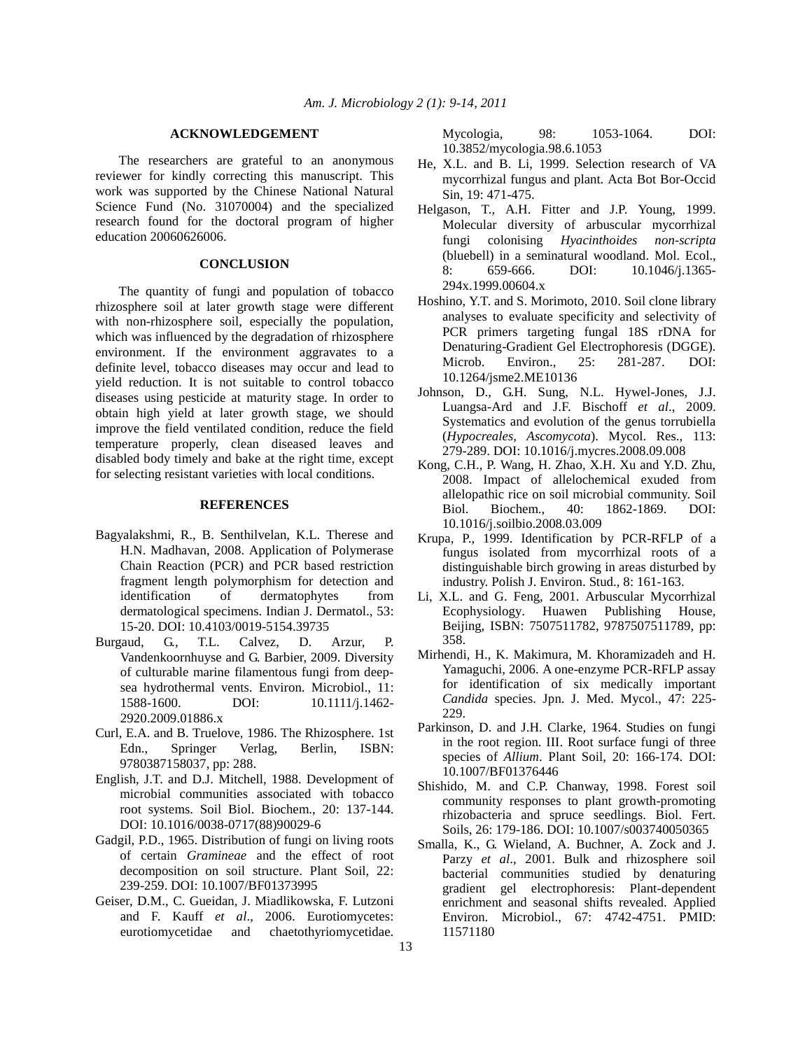## ACKNOWLEDGEMENT

The researchers are grateful to an anonymous reviewer for kindly correcting this manuscript. This work was supported by the Chinese National Natural Science Fund (No. 31070004) and the specialized research found for the doctoral program of higher education 20060626006.

## CONCLUSION

The quantity of fungi and population of tobacco rhizosphere soil at later growth stage were different with non-rhizosphere soil, especially the population, which was influenced by the degradation of rhizosphere environment. If the environment aggravates to a definite level, tobacco diseases may occur and lead to yield reduction. It is not suitable to control tobacco diseases using pesticide at maturity stage. In order to obtain high yield at later growth stage, we should improve the field ventilated condition, reduce the field temperature properly, clean diseased leaves and disabled body timely and bake at the right time, except for selecting resistant varieties with local conditions.

## REFERENCES

Bagyalakshmi, R., B. Senthilvelan, K.L. Therese and H.N. Madhavan, 2008. Application of Polymerase Chain Reaction (PCR) and PCR based restriction fragment length polymorphism for detection and identification of dermatophytes from dermatological specimens. Indian J. Dermatol., 53: 15-20. DOI: 10.4103/0019-5154.39735

Burgaud, G., T.L. Calvez, D. Arzur, P. Vandenkoornhuyse and G. Barbier, 2009. Diversity of culturable marine filamentous fungi from deep-sea hydrothermal vents. Environ. Microbiol., 11: 1588-1600. DOI: 10.1111/j.1462-2920.2009.01886.x

Curl, E.A. and B. Truelove, 1986. The Rhizosphere. 1st Edn., Springer Verlag, Berlin, ISBN: 9780387158037, pp: 288.

English, J.T. and D.J. Mitchell, 1988. Development of microbial communities associated with tobacco root systems. Soil Biol. Biochem., 20: 137-144. DOI: 10.1016/0038-0717(88)90029-6

Gadgil, P.D., 1965. Distribution of fungi on living roots of certain *Gramineae* and the effect of root decomposition on soil structure. Plant Soil, 22: 239-259. DOI: 10.1007/BF01373995

Geiser, D.M., C. Gueidan, J. Miadlikowska, F. Lutzoni and F. Kauff *et al*., 2006. Eurotiomycetes: eurotiomycetidae and chaetothyriomycetidae. Mycologia, 98: 1053-1064. DOI: 10.3852/mycologia.98.6.1053

He, X.L. and B. Li, 1999. Selection research of VA mycorrhizal fungus and plant. Acta Bot Bor-Occid Sin, 19: 471-475.

Helgason, T., A.H. Fitter and J.P. Young, 1999. Molecular diversity of arbuscular mycorrhizal fungi colonising *Hyacinthoides non-scripta* (bluebell) in a seminatural woodland. Mol. Ecol., 8: 659-666. DOI: 10.1046/j.1365-294x.1999.00604.x

Hoshino, Y.T. and S. Morimoto, 2010. Soil clone library analyses to evaluate specificity and selectivity of PCR primers targeting fungal 18S rDNA for Denaturing-Gradient Gel Electrophoresis (DGGE). Microb. Environ., 25: 281-287. DOI: 10.1264/jsme2.ME10136

Johnson, D., G.H. Sung, N.L. Hywel-Jones, J.J. Luangsa-Ard and J.F. Bischoff *et al*., 2009. Systematics and evolution of the genus torrubiella (*Hypocreales, Ascomycota*). Mycol. Res., 113: 279-289. DOI: 10.1016/j.mycres.2008.09.008

Kong, C.H., P. Wang, H. Zhao, X.H. Xu and Y.D. Zhu, 2008. Impact of allelochemical exuded from allelopathic rice on soil microbial community. Soil Biol. Biochem., 40: 1862-1869. DOI: 10.1016/j.soilbio.2008.03.009

Krupa, P., 1999. Identification by PCR-RFLP of a fungus isolated from mycorrhizal roots of a distinguishable birch growing in areas disturbed by industry. Polish J. Environ. Stud., 8: 161-163.

Li, X.L. and G. Feng, 2001. Arbuscular Mycorrhizal Ecophysiology. Huawen Publishing House, Beijing, ISBN: 7507511782, 9787507511789, pp: 358.

Mirhendi, H., K. Makimura, M. Khoramizadeh and H. Yamaguchi, 2006. A one-enzyme PCR-RFLP assay for identification of six medically important *Candida* species. Jpn. J. Med. Mycol., 47: 225-229.

Parkinson, D. and J.H. Clarke, 1964. Studies on fungi in the root region. III. Root surface fungi of three species of *Allium*. Plant Soil, 20: 166-174. DOI: 10.1007/BF01376446

Shishido, M. and C.P. Chanway, 1998. Forest soil community responses to plant growth-promoting rhizobacteria and spruce seedlings. Biol. Fert. Soils, 26: 179-186. DOI: 10.1007/s003740050365

Smalla, K., G. Wieland, A. Buchner, A. Zock and J. Parzy *et al*., 2001. Bulk and rhizosphere soil bacterial communities studied by denaturing gradient gel electrophoresis: Plant-dependent enrichment and seasonal shifts revealed. Applied Environ. Microbiol., 67: 4742-4751. PMID: 11571180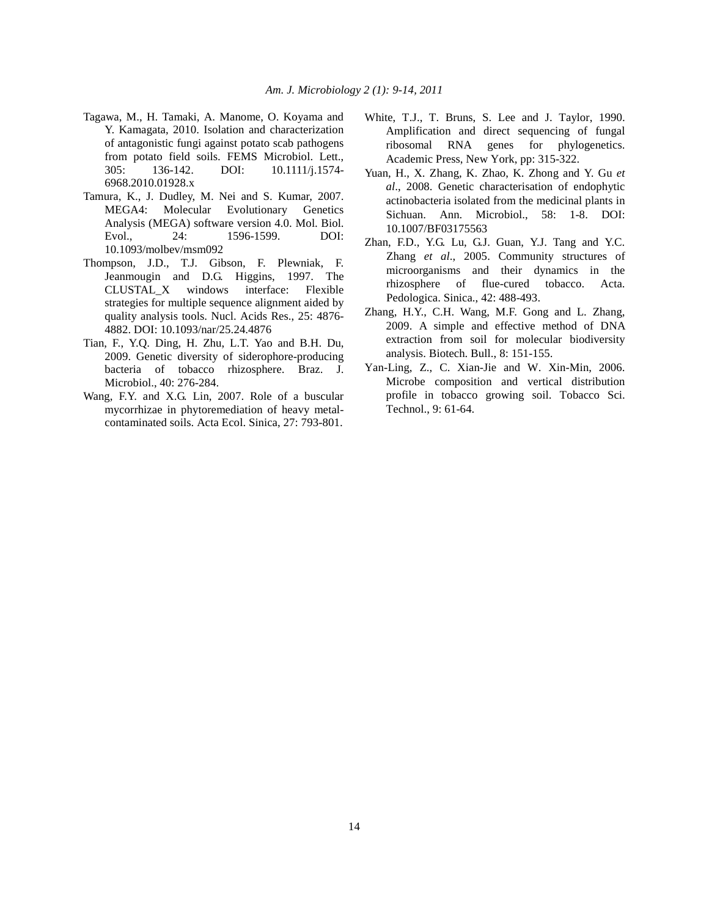Tagawa, M., H. Tamaki, A. Manome, O. Koyama and Y. Kamagata, 2010. Isolation and characterization of antagonistic fungi against potato scab pathogens from potato field soils. FEMS Microbiol. Lett., 305: 136-142. DOI: 10.1111/j.1574-6968.2010.01928.x

Tamura, K., J. Dudley, M. Nei and S. Kumar, 2007. MEGA4: Molecular Evolutionary Genetics Analysis (MEGA) software version 4.0. Mol. Biol. Evol., 24: 1596-1599. DOI: 10.1093/molbev/msm092

Thompson, J.D., T.J. Gibson, F. Plewniak, F. Jeanmougin and D.G. Higgins, 1997. The CLUSTAL_X windows interface: Flexible strategies for multiple sequence alignment aided by quality analysis tools. Nucl. Acids Res., 25: 4876-4882. DOI: 10.1093/nar/25.24.4876

Tian, F., Y.Q. Ding, H. Zhu, L.T. Yao and B.H. Du, 2009. Genetic diversity of siderophore-producing bacteria of tobacco rhizosphere. Braz. J. Microbiol., 40: 276-284.

Wang, F.Y. and X.G. Lin, 2007. Role of a buscular mycorrhizae in phytoremediation of heavy metal-contaminated soils. Acta Ecol. Sinica, 27: 793-801.

White, T.J., T. Bruns, S. Lee and J. Taylor, 1990. Amplification and direct sequencing of fungal ribosomal RNA genes for phylogenetics. Academic Press, New York, pp: 315-322.

Yuan, H., X. Zhang, K. Zhao, K. Zhong and Y. Gu *et al*., 2008. Genetic characterisation of endophytic actinobacteria isolated from the medicinal plants in Sichuan. Ann. Microbiol., 58: 1-8. DOI: 10.1007/BF03175563

Zhan, F.D., Y.G. Lu, G.J. Guan, Y.J. Tang and Y.C. Zhang *et al*., 2005. Community structures of microorganisms and their dynamics in the rhizosphere of flue-cured tobacco. Acta. Pedologica. Sinica., 42: 488-493.

Zhang, H.Y., C.H. Wang, M.F. Gong and L. Zhang, 2009. A simple and effective method of DNA extraction from soil for molecular biodiversity analysis. Biotech. Bull., 8: 151-155.

Yan-Ling, Z., C. Xian-Jie and W. Xin-Min, 2006. Microbe composition and vertical distribution profile in tobacco growing soil. Tobacco Sci. Technol., 9: 61-64.